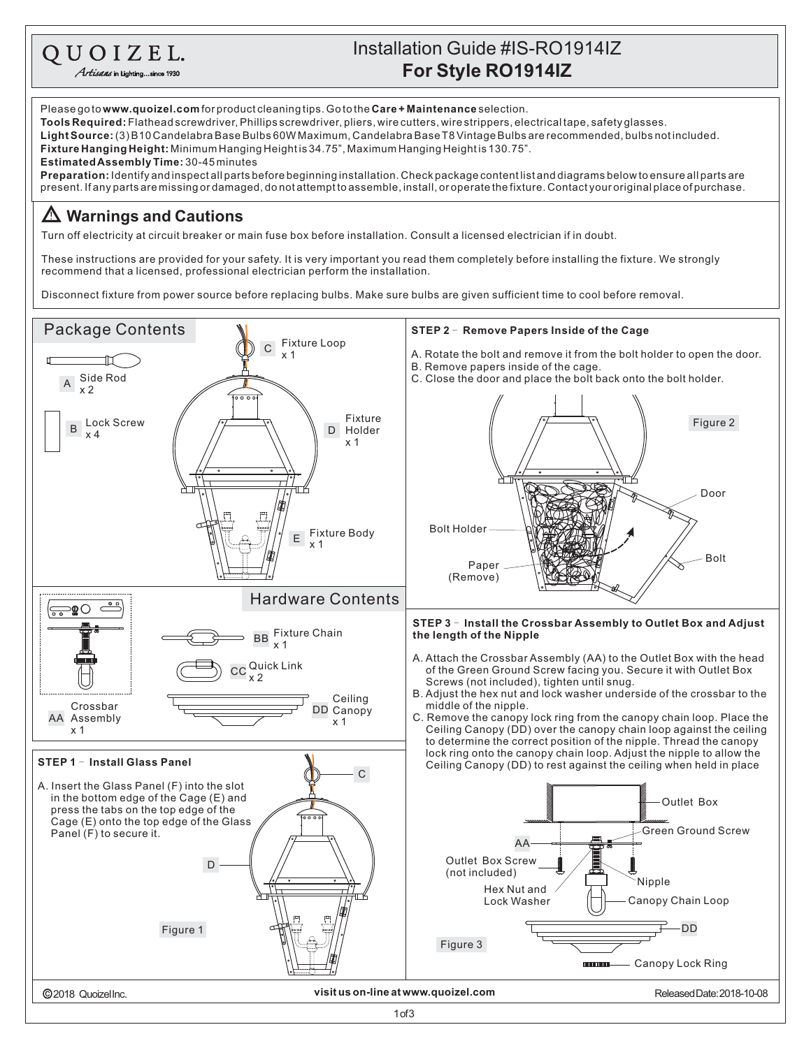QUOIZEL.
*Artisans in Lighting...since 1930*

# Installation Guide #IS-RO1914IZ
# For Style RO1914IZ

Please go to **www.quoizel.com** for product cleaning tips. Go to the **Care + Maintenance** selection.
**Tools Required:** Flathead screwdriver, Phillips screwdriver, pliers, wire cutters, wire strippers, electrical tape, safety glasses.
**Light Source:** (3) B10 Candelabra Base Bulbs 60W Maximum, Candelabra Base T8 Vintage Bulbs are recommended, bulbs not included.
**Fixture Hanging Height:** Minimum Hanging Height is 34.75", Maximum Hanging Height is 130.75".
**Estimated Assembly Time:** 30-45 minutes
**Preparation:** Identify and inspect all parts before beginning installation. Check package content list and diagrams below to ensure all parts are present. If any parts are missing or damaged, do not attempt to assemble, install, or operate the fixture. Contact your original place of purchase.

## ⚠ Warnings and Cautions

Turn off electricity at circuit breaker or main fuse box before installation. Consult a licensed electrician if in doubt.

These instructions are provided for your safety. It is very important you read them completely before installing the fixture. We strongly recommend that a licensed, professional electrician perform the installation.

Disconnect fixture from power source before replacing bulbs. Make sure bulbs are given sufficient time to cool before removal.

## Package Contents

A Side Rod x 2
B Lock Screw x 4
C Fixture Loop x 1
D Fixture Holder x 1
E Fixture Body x 1

## Hardware Contents

AA Crossbar Assembly x 1
BB Fixture Chain x 1
CC Quick Link x 2
DD Ceiling Canopy x 1

### STEP 1 – Install Glass Panel

A. Insert the Glass Panel (F) into the slot in the bottom edge of the Cage (E) and press the tabs on the top edge of the Cage (E) onto the top edge of the Glass Panel (F) to secure it.

C
D
Figure 1

### STEP 2 – Remove Papers Inside of the Cage

A. Rotate the bolt and remove it from the bolt holder to open the door.
B. Remove papers inside of the cage.
C. Close the door and place the bolt back onto the bolt holder.

Figure 2
Door
Bolt Holder
Bolt
Paper (Remove)

### STEP 3 – Install the Crossbar Assembly to Outlet Box and Adjust the length of the Nipple

A. Attach the Crossbar Assembly (AA) to the Outlet Box with the head of the Green Ground Screw facing you. Secure it with Outlet Box Screws (not included), tighten until snug.
B. Adjust the hex nut and lock washer underside of the crossbar to the middle of the nipple.
C. Remove the canopy lock ring from the canopy chain loop. Place the Ceiling Canopy (DD) over the canopy chain loop against the ceiling to determine the correct position of the nipple. Thread the canopy lock ring onto the canopy chain loop. Adjust the nipple to allow the Ceiling Canopy (DD) to rest against the ceiling when held in place

Outlet Box
Green Ground Screw
AA
Outlet Box Screw (not included)
Nipple
Hex Nut and Lock Washer
Canopy Chain Loop
DD
Figure 3
Canopy Lock Ring

©2018 Quoizel Inc. visit us on-line at www.quoizel.com Released Date: 2018-10-08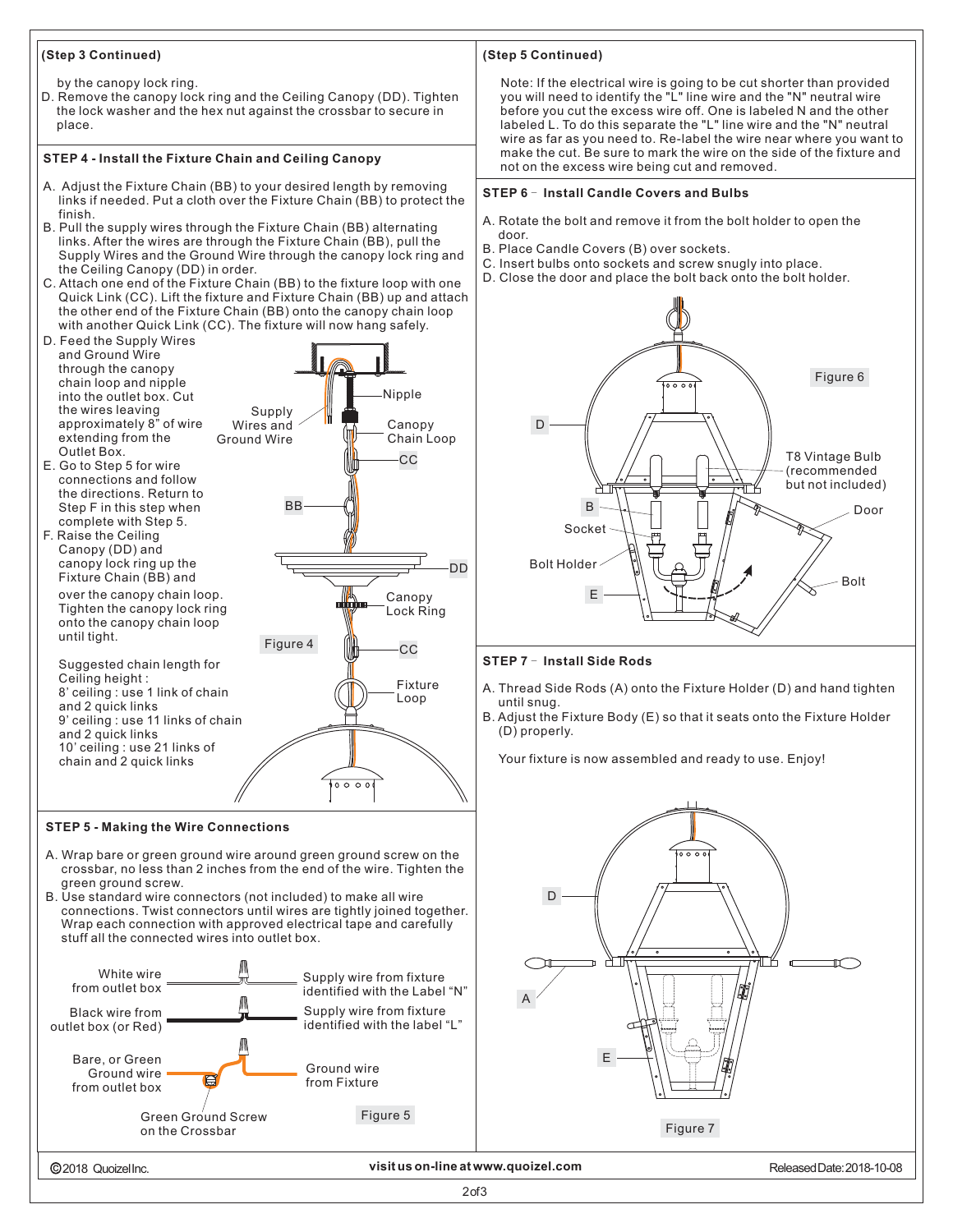**(Step 3 Continued)**

by the canopy lock ring.

D. Remove the canopy lock ring and the Ceiling Canopy (DD). Tighten the lock washer and the hex nut against the crossbar to secure in place.

## STEP 4 - Install the Fixture Chain and Ceiling Canopy

A. Adjust the Fixture Chain (BB) to your desired length by removing links if needed. Put a cloth over the Fixture Chain (BB) to protect the finish.

B. Pull the supply wires through the Fixture Chain (BB) alternating links. After the wires are through the Fixture Chain (BB), pull the Supply Wires and the Ground Wire through the canopy lock ring and the Ceiling Canopy (DD) in order.

C. Attach one end of the Fixture Chain (BB) to the fixture loop with one Quick Link (CC). Lift the fixture and Fixture Chain (BB) up and attach the other end of the Fixture Chain (BB) onto the canopy chain loop with another Quick Link (CC). The fixture will now hang safely.

D. Feed the Supply Wires and Ground Wire through the canopy chain loop and nipple into the outlet box. Cut the wires leaving approximately 8" of wire extending from the Outlet Box.

E. Go to Step 5 for wire connections and follow the directions. Return to Step F in this step when complete with Step 5.

F. Raise the Ceiling Canopy (DD) and canopy lock ring up the Fixture Chain (BB) and over the canopy chain loop. Tighten the canopy lock ring onto the canopy chain loop until tight.

Suggested chain length for Ceiling height :
8' ceiling : use 1 link of chain and 2 quick links
9' ceiling : use 11 links of chain and 2 quick links
10' ceiling : use 21 links of chain and 2 quick links

Nipple
Supply Wires and Ground Wire
Canopy Chain Loop
CC
BB
DD
Canopy Lock Ring
CC
Fixture Loop

Figure 4

## STEP 5 - Making the Wire Connections

A. Wrap bare or green ground wire around green ground screw on the crossbar, no less than 2 inches from the end of the wire. Tighten the green ground screw.

B. Use standard wire connectors (not included) to make all wire connections. Twist connectors until wires are tightly joined together. Wrap each connection with approved electrical tape and carefully stuff all the connected wires into outlet box.

White wire from outlet box
Supply wire from fixture identified with the Label "N"
Black wire from outlet box (or Red)
Supply wire from fixture identified with the label "L"
Bare, or Green Ground wire from outlet box
Ground wire from Fixture
Green Ground Screw on the Crossbar

Figure 5

**(Step 5 Continued)**

Note: If the electrical wire is going to be cut shorter than provided you will need to identify the "L" line wire and the "N" neutral wire before you cut the excess wire off. One is labeled N and the other labeled L. To do this separate the "L" line wire and the "N" neutral wire as far as you need to. Re-label the wire near where you want to make the cut. Be sure to mark the wire on the side of the fixture and not on the excess wire being cut and removed.

## STEP 6 – Install Candle Covers and Bulbs

A. Rotate the bolt and remove it from the bolt holder to open the door.

B. Place Candle Covers (B) over sockets.

C. Insert bulbs onto sockets and screw snugly into place.

D. Close the door and place the bolt back onto the bolt holder.

Figure 6
D
T8 Vintage Bulb (recommended but not included)
B
Door
Socket
Bolt Holder
Bolt
E

## STEP 7 – Install Side Rods

A. Thread Side Rods (A) onto the Fixture Holder (D) and hand tighten until snug.

B. Adjust the Fixture Body (E) so that it seats onto the Fixture Holder (D) properly.

Your fixture is now assembled and ready to use. Enjoy!

D
A
E

Figure 7

©2018 Quoizel Inc. visit us on-line at www.quoizel.com Released Date: 2018-10-08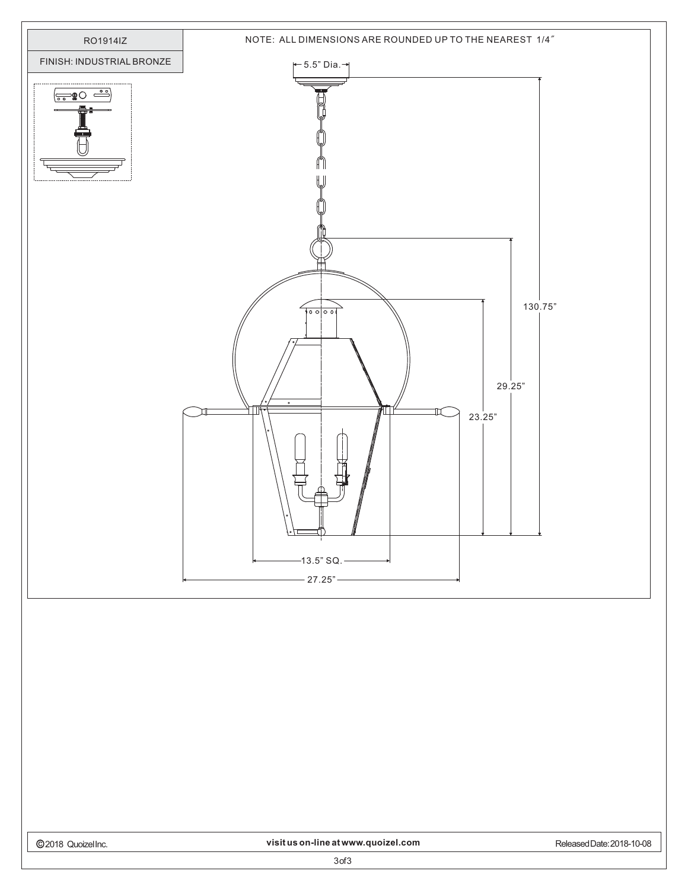| RO1914IZ |
| --- |
| FINISH: INDUSTRIAL BRONZE |

NOTE: ALL DIMENSIONS ARE ROUNDED UP TO THE NEAREST 1/4″

5.5" Dia.

130.75"

29.25"

23.25"

13.5" SQ.

27.25"

©2018 Quoizel Inc.

**visit us on-line at www.quoizel.com**

Released Date: 2018-10-08